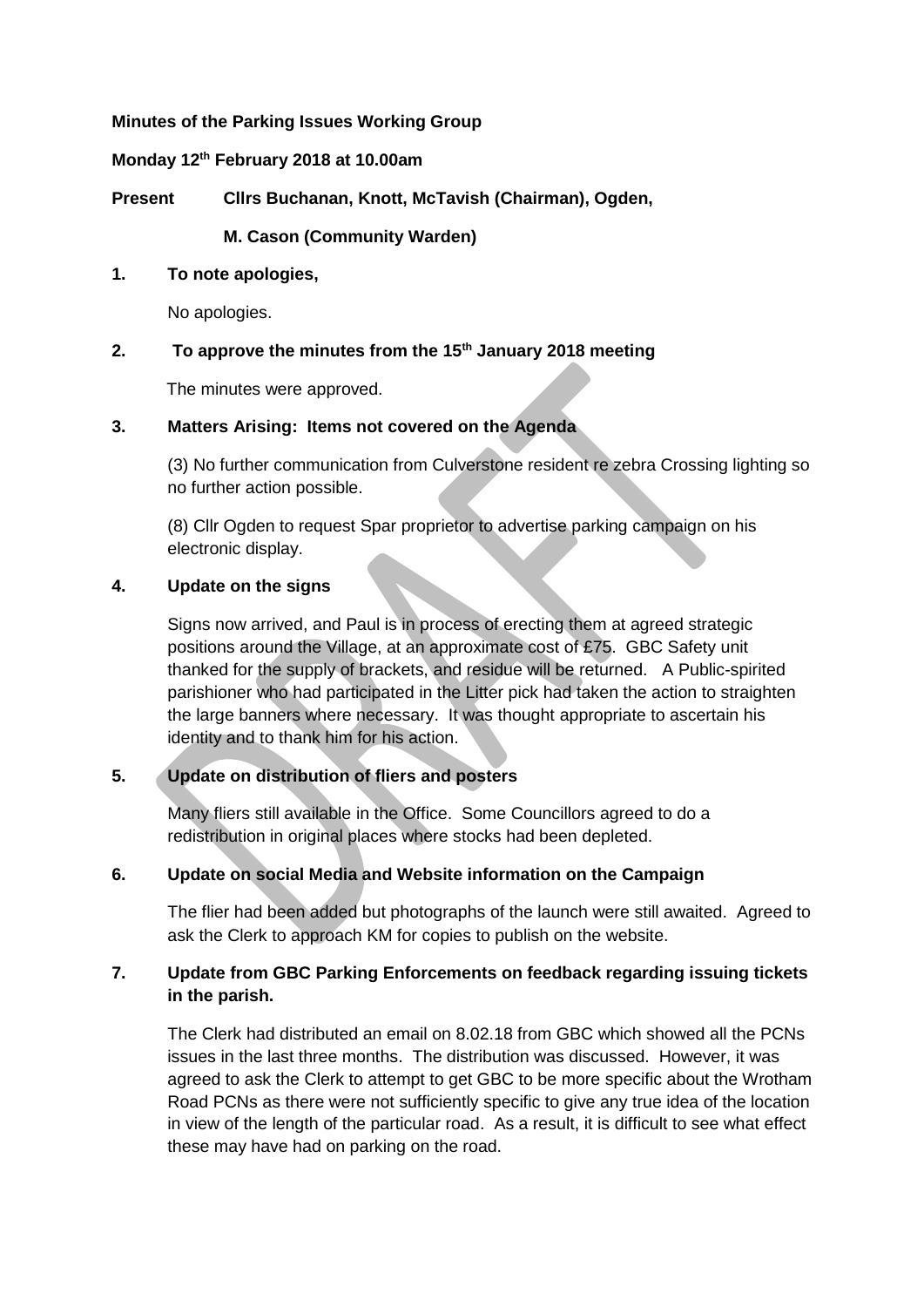**Minutes of the Parking Issues Working Group**

**Monday 12th February 2018 at 10.00am**

**Present Cllrs Buchanan, Knott, McTavish (Chairman), Ogden,**

**M. Cason (Community Warden)**

**1. To note apologies,**

No apologies.

**2. To approve the minutes from the 15th January 2018 meeting**

The minutes were approved.

**3. Matters Arising: Items not covered on the Agenda**

(3) No further communication from Culverstone resident re zebra Crossing lighting so no further action possible.

(8) Cllr Ogden to request Spar proprietor to advertise parking campaign on his electronic display.

**4. Update on the signs**

Signs now arrived, and Paul is in process of erecting them at agreed strategic positions around the Village, at an approximate cost of £75. GBC Safety unit thanked for the supply of brackets, and residue will be returned. A Public-spirited parishioner who had participated in the Litter pick had taken the action to straighten the large banners where necessary. It was thought appropriate to ascertain his identity and to thank him for his action.

**5. Update on distribution of fliers and posters**

Many fliers still available in the Office. Some Councillors agreed to do a redistribution in original places where stocks had been depleted.

**6. Update on social Media and Website information on the Campaign**

The flier had been added but photographs of the launch were still awaited. Agreed to ask the Clerk to approach KM for copies to publish on the website.

**7. Update from GBC Parking Enforcements on feedback regarding issuing tickets in the parish.**

The Clerk had distributed an email on 8.02.18 from GBC which showed all the PCNs issues in the last three months. The distribution was discussed. However, it was agreed to ask the Clerk to attempt to get GBC to be more specific about the Wrotham Road PCNs as there were not sufficiently specific to give any true idea of the location in view of the length of the particular road. As a result, it is difficult to see what effect these may have had on parking on the road.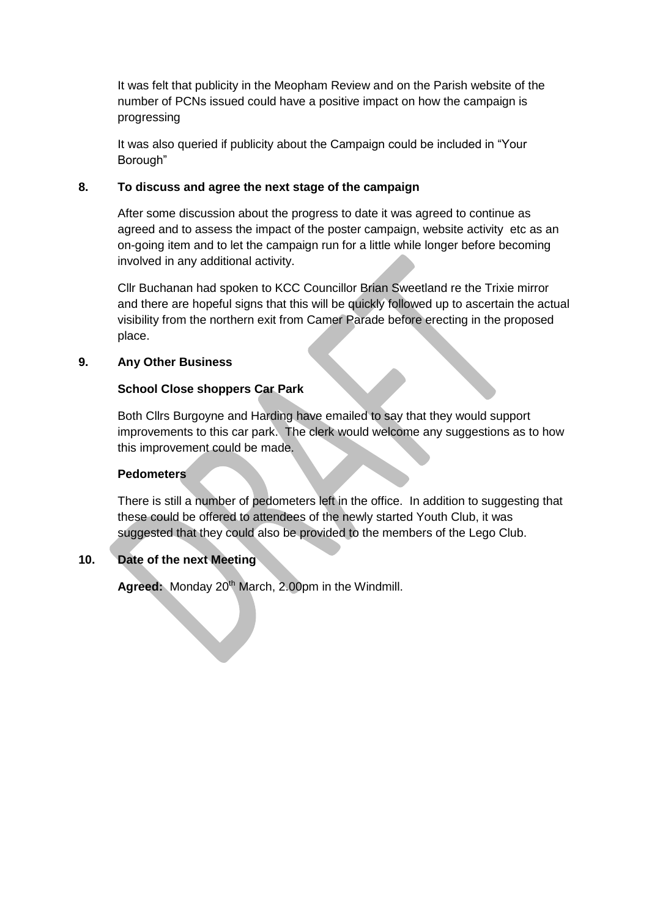It was felt that publicity in the Meopham Review and on the Parish website of the number of PCNs issued could have a positive impact on how the campaign is progressing

It was also queried if publicity about the Campaign could be included in "Your Borough"

**8. To discuss and agree the next stage of the campaign**

After some discussion about the progress to date it was agreed to continue as agreed and to assess the impact of the poster campaign, website activity etc as an on-going item and to let the campaign run for a little while longer before becoming involved in any additional activity.

Cllr Buchanan had spoken to KCC Councillor Brian Sweetland re the Trixie mirror and there are hopeful signs that this will be quickly followed up to ascertain the actual visibility from the northern exit from Camer Parade before erecting in the proposed place.

**9. Any Other Business**

**School Close shoppers Car Park**

Both Cllrs Burgoyne and Harding have emailed to say that they would support improvements to this car park. The clerk would welcome any suggestions as to how this improvement could be made.

**Pedometers**

There is still a number of pedometers left in the office. In addition to suggesting that these could be offered to attendees of the newly started Youth Club, it was suggested that they could also be provided to the members of the Lego Club.

**10. Date of the next Meeting**

**Agreed:** Monday 20th March, 2.00pm in the Windmill.